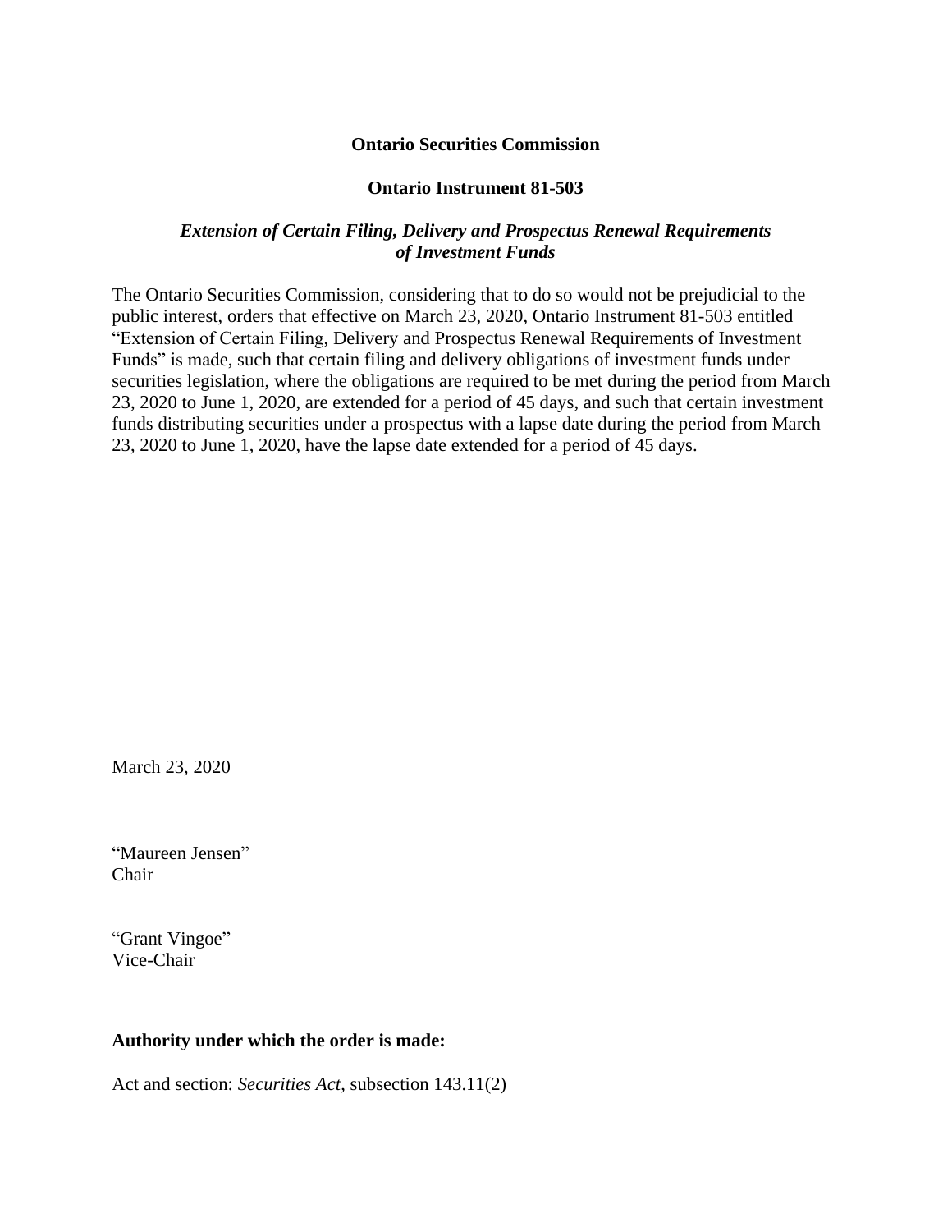**Ontario Securities Commission**

**Ontario Instrument 81-503**

***Extension of Certain Filing, Delivery and Prospectus Renewal Requirements of Investment Funds***

The Ontario Securities Commission, considering that to do so would not be prejudicial to the public interest, orders that effective on March 23, 2020, Ontario Instrument 81-503 entitled "Extension of Certain Filing, Delivery and Prospectus Renewal Requirements of Investment Funds" is made, such that certain filing and delivery obligations of investment funds under securities legislation, where the obligations are required to be met during the period from March 23, 2020 to June 1, 2020, are extended for a period of 45 days, and such that certain investment funds distributing securities under a prospectus with a lapse date during the period from March 23, 2020 to June 1, 2020, have the lapse date extended for a period of 45 days.

March 23, 2020

"Maureen Jensen"
Chair

"Grant Vingoe"
Vice-Chair

**Authority under which the order is made:**

Act and section: *Securities Act*, subsection 143.11(2)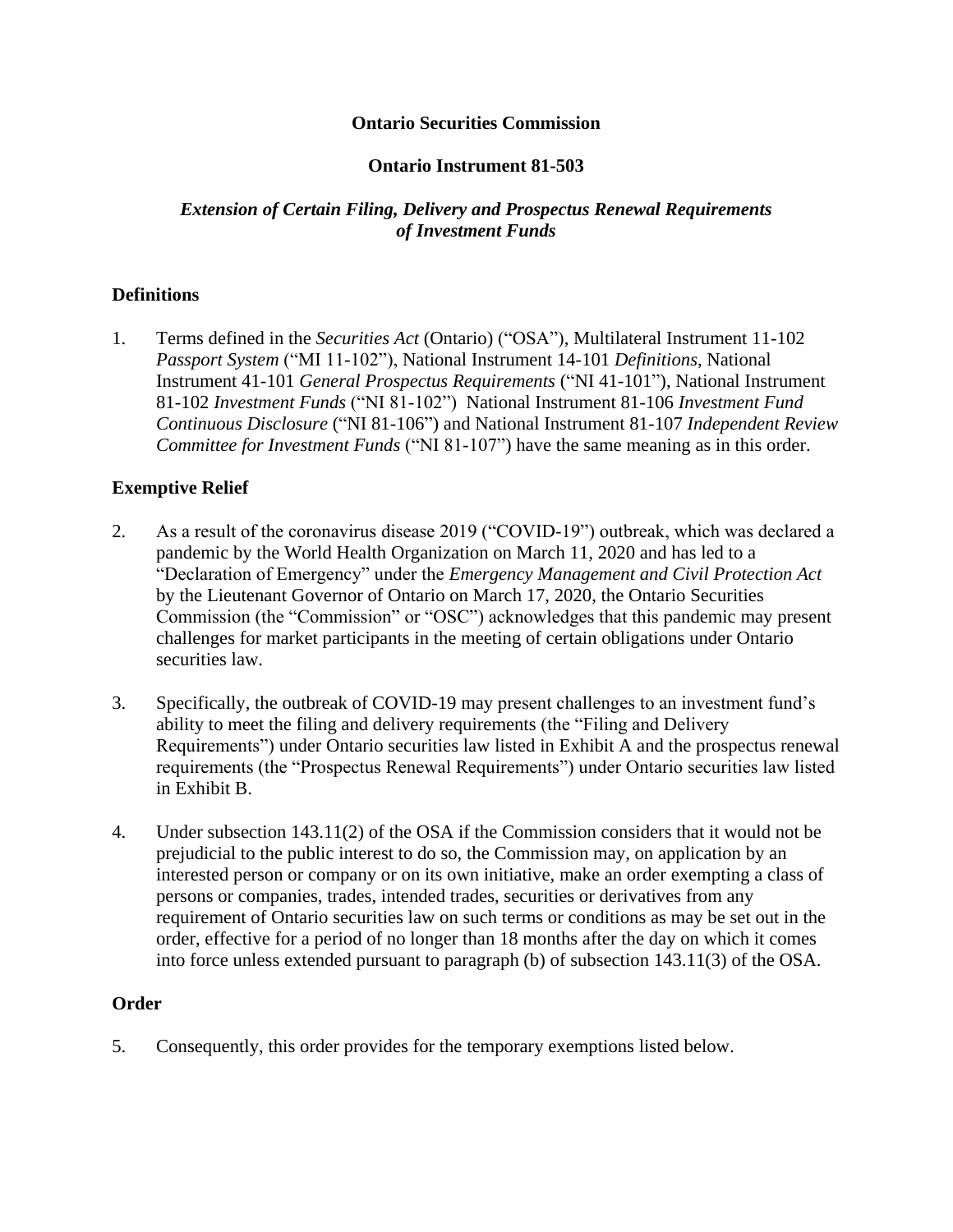**Ontario Securities Commission**

**Ontario Instrument 81-503**

***Extension of Certain Filing, Delivery and Prospectus Renewal Requirements of Investment Funds***

## Definitions

1. Terms defined in the *Securities Act* (Ontario) ("OSA"), Multilateral Instrument 11-102 *Passport System* ("MI 11-102"), National Instrument 14-101 *Definitions*, National Instrument 41-101 *General Prospectus Requirements* ("NI 41-101"), National Instrument 81-102 *Investment Funds* ("NI 81-102") National Instrument 81-106 *Investment Fund Continuous Disclosure* ("NI 81-106") and National Instrument 81-107 *Independent Review Committee for Investment Funds* ("NI 81-107") have the same meaning as in this order.

## Exemptive Relief

2. As a result of the coronavirus disease 2019 ("COVID-19") outbreak, which was declared a pandemic by the World Health Organization on March 11, 2020 and has led to a "Declaration of Emergency" under the *Emergency Management and Civil Protection Act* by the Lieutenant Governor of Ontario on March 17, 2020, the Ontario Securities Commission (the "Commission" or "OSC") acknowledges that this pandemic may present challenges for market participants in the meeting of certain obligations under Ontario securities law.

3. Specifically, the outbreak of COVID-19 may present challenges to an investment fund's ability to meet the filing and delivery requirements (the "Filing and Delivery Requirements") under Ontario securities law listed in Exhibit A and the prospectus renewal requirements (the "Prospectus Renewal Requirements") under Ontario securities law listed in Exhibit B.

4. Under subsection 143.11(2) of the OSA if the Commission considers that it would not be prejudicial to the public interest to do so, the Commission may, on application by an interested person or company or on its own initiative, make an order exempting a class of persons or companies, trades, intended trades, securities or derivatives from any requirement of Ontario securities law on such terms or conditions as may be set out in the order, effective for a period of no longer than 18 months after the day on which it comes into force unless extended pursuant to paragraph (b) of subsection 143.11(3) of the OSA.

## Order

5. Consequently, this order provides for the temporary exemptions listed below.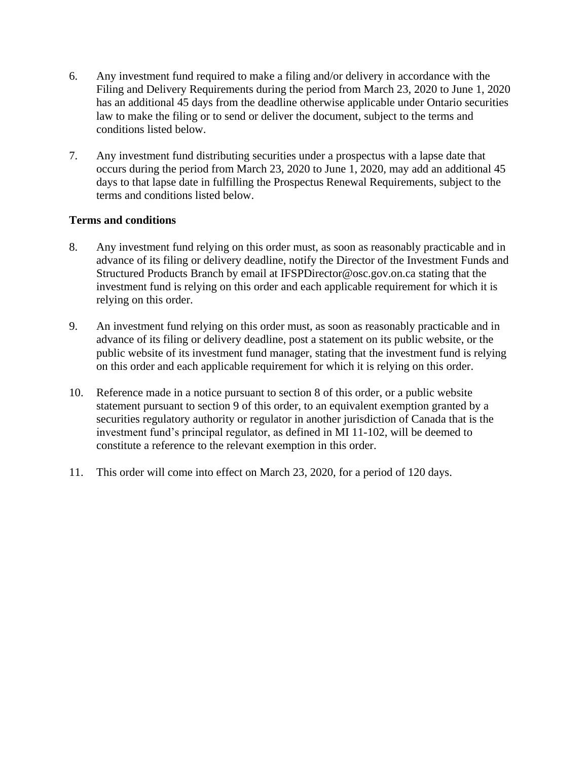6. Any investment fund required to make a filing and/or delivery in accordance with the Filing and Delivery Requirements during the period from March 23, 2020 to June 1, 2020 has an additional 45 days from the deadline otherwise applicable under Ontario securities law to make the filing or to send or deliver the document, subject to the terms and conditions listed below.

7. Any investment fund distributing securities under a prospectus with a lapse date that occurs during the period from March 23, 2020 to June 1, 2020, may add an additional 45 days to that lapse date in fulfilling the Prospectus Renewal Requirements, subject to the terms and conditions listed below.

**Terms and conditions**

8. Any investment fund relying on this order must, as soon as reasonably practicable and in advance of its filing or delivery deadline, notify the Director of the Investment Funds and Structured Products Branch by email at IFSPDirector@osc.gov.on.ca stating that the investment fund is relying on this order and each applicable requirement for which it is relying on this order.

9. An investment fund relying on this order must, as soon as reasonably practicable and in advance of its filing or delivery deadline, post a statement on its public website, or the public website of its investment fund manager, stating that the investment fund is relying on this order and each applicable requirement for which it is relying on this order.

10. Reference made in a notice pursuant to section 8 of this order, or a public website statement pursuant to section 9 of this order, to an equivalent exemption granted by a securities regulatory authority or regulator in another jurisdiction of Canada that is the investment fund's principal regulator, as defined in MI 11-102, will be deemed to constitute a reference to the relevant exemption in this order.

11. This order will come into effect on March 23, 2020, for a period of 120 days.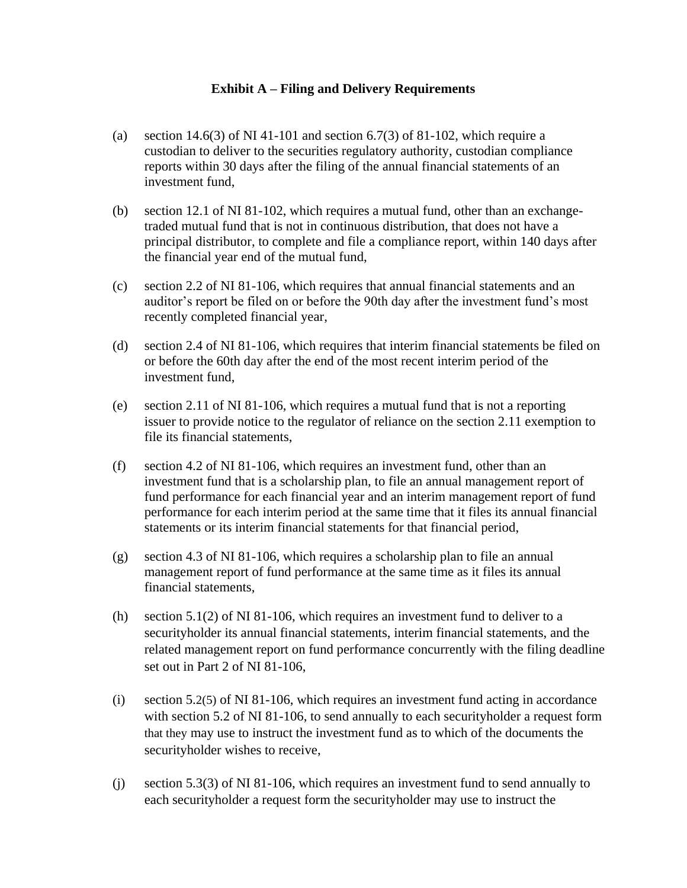**Exhibit A – Filing and Delivery Requirements**

(a) section 14.6(3) of NI 41-101 and section 6.7(3) of 81-102, which require a custodian to deliver to the securities regulatory authority, custodian compliance reports within 30 days after the filing of the annual financial statements of an investment fund,

(b) section 12.1 of NI 81-102, which requires a mutual fund, other than an exchange-traded mutual fund that is not in continuous distribution, that does not have a principal distributor, to complete and file a compliance report, within 140 days after the financial year end of the mutual fund,

(c) section 2.2 of NI 81-106, which requires that annual financial statements and an auditor's report be filed on or before the 90th day after the investment fund's most recently completed financial year,

(d) section 2.4 of NI 81-106, which requires that interim financial statements be filed on or before the 60th day after the end of the most recent interim period of the investment fund,

(e) section 2.11 of NI 81-106, which requires a mutual fund that is not a reporting issuer to provide notice to the regulator of reliance on the section 2.11 exemption to file its financial statements,

(f) section 4.2 of NI 81-106, which requires an investment fund, other than an investment fund that is a scholarship plan, to file an annual management report of fund performance for each financial year and an interim management report of fund performance for each interim period at the same time that it files its annual financial statements or its interim financial statements for that financial period,

(g) section 4.3 of NI 81-106, which requires a scholarship plan to file an annual management report of fund performance at the same time as it files its annual financial statements,

(h) section 5.1(2) of NI 81-106, which requires an investment fund to deliver to a securityholder its annual financial statements, interim financial statements, and the related management report on fund performance concurrently with the filing deadline set out in Part 2 of NI 81-106,

(i) section 5.2(5) of NI 81-106, which requires an investment fund acting in accordance with section 5.2 of NI 81-106, to send annually to each securityholder a request form that they may use to instruct the investment fund as to which of the documents the securityholder wishes to receive,

(j) section 5.3(3) of NI 81-106, which requires an investment fund to send annually to each securityholder a request form the securityholder may use to instruct the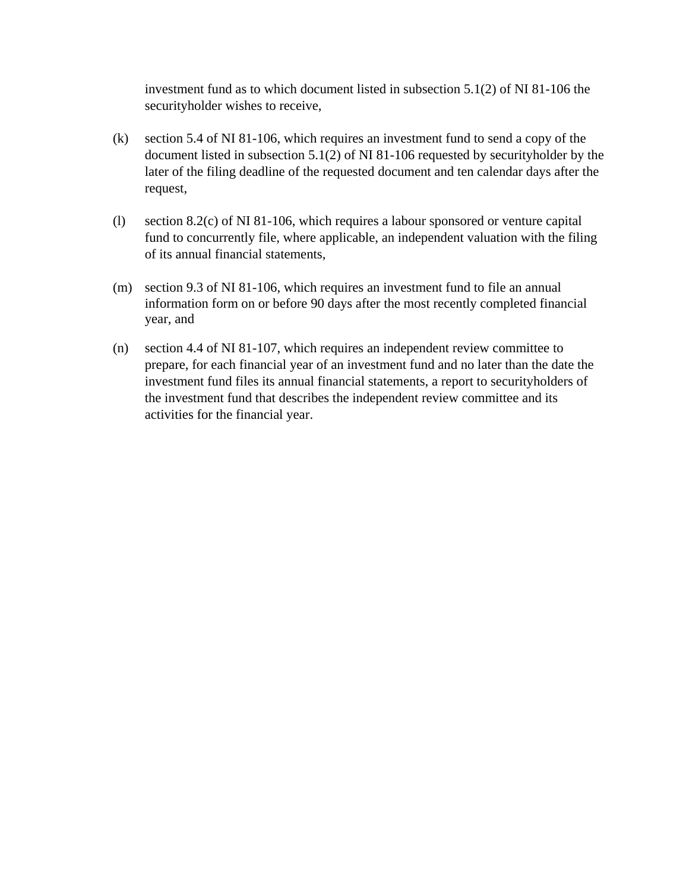investment fund as to which document listed in subsection 5.1(2) of NI 81-106 the securityholder wishes to receive,

(k) section 5.4 of NI 81-106, which requires an investment fund to send a copy of the document listed in subsection 5.1(2) of NI 81-106 requested by securityholder by the later of the filing deadline of the requested document and ten calendar days after the request,

(l) section 8.2(c) of NI 81-106, which requires a labour sponsored or venture capital fund to concurrently file, where applicable, an independent valuation with the filing of its annual financial statements,

(m) section 9.3 of NI 81-106, which requires an investment fund to file an annual information form on or before 90 days after the most recently completed financial year, and

(n) section 4.4 of NI 81-107, which requires an independent review committee to prepare, for each financial year of an investment fund and no later than the date the investment fund files its annual financial statements, a report to securityholders of the investment fund that describes the independent review committee and its activities for the financial year.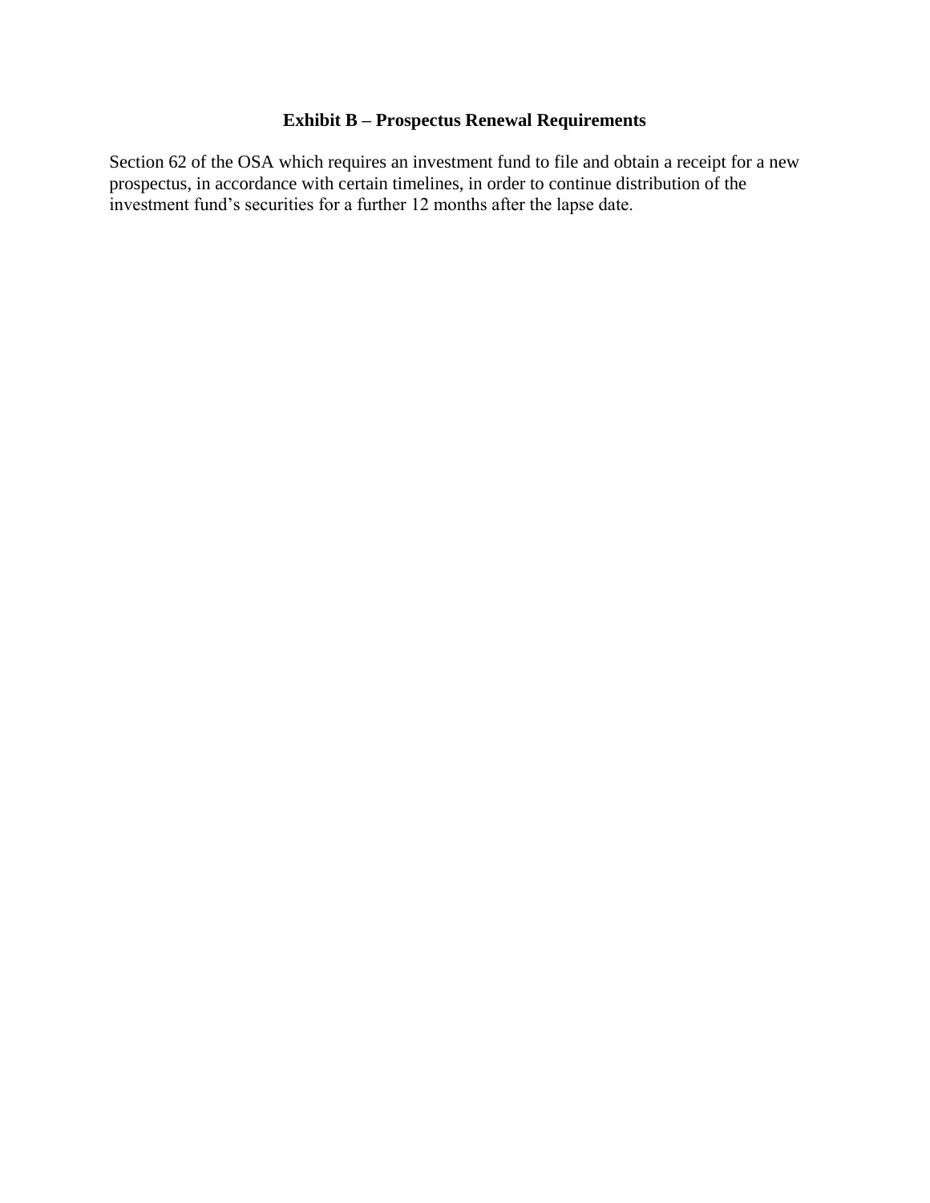# Exhibit B – Prospectus Renewal Requirements

Section 62 of the OSA which requires an investment fund to file and obtain a receipt for a new prospectus, in accordance with certain timelines, in order to continue distribution of the investment fund's securities for a further 12 months after the lapse date.